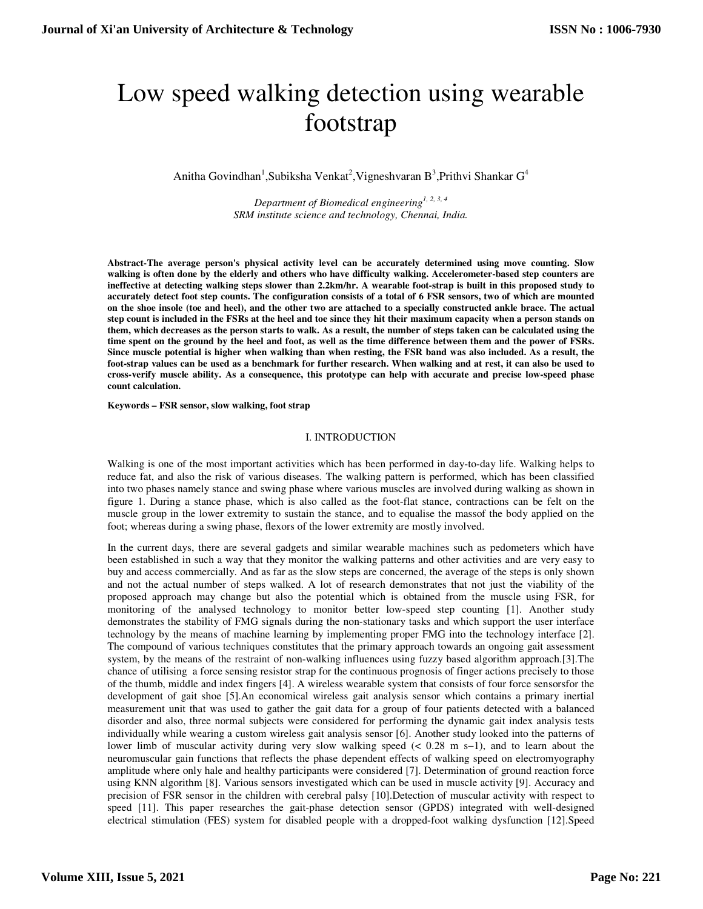# Low speed walking detection using wearable footstrap

Anitha Govindhan[1], Subiksha Venkat[2], Vigneshvaran B[3], Prithvi Shankar G[4]

*Department of Biomedical engineering[1, 2, 3, 4]*
*SRM institute science and technology, Chennai, India.*

**Abstract-The average person's physical activity level can be accurately determined using move counting. Slow walking is often done by the elderly and others who have difficulty walking. Accelerometer-based step counters are ineffective at detecting walking steps slower than 2.2km/hr. A wearable foot-strap is built in this proposed study to accurately detect foot step counts. The configuration consists of a total of 6 FSR sensors, two of which are mounted on the shoe insole (toe and heel), and the other two are attached to a specially constructed ankle brace. The actual step count is included in the FSRs at the heel and toe since they hit their maximum capacity when a person stands on them, which decreases as the person starts to walk. As a result, the number of steps taken can be calculated using the time spent on the ground by the heel and foot, as well as the time difference between them and the power of FSRs. Since muscle potential is higher when walking than when resting, the FSR band was also included. As a result, the foot-strap values can be used as a benchmark for further research. When walking and at rest, it can also be used to cross-verify muscle ability. As a consequence, this prototype can help with accurate and precise low-speed phase count calculation.**

**Keywords – FSR sensor, slow walking, foot strap**

## I. INTRODUCTION

Walking is one of the most important activities which has been performed in day-to-day life. Walking helps to reduce fat, and also the risk of various diseases. The walking pattern is performed, which has been classified into two phases namely stance and swing phase where various muscles are involved during walking as shown in figure 1. During a stance phase, which is also called as the foot-flat stance, contractions can be felt on the muscle group in the lower extremity to sustain the stance, and to equalise the massof the body applied on the foot; whereas during a swing phase, flexors of the lower extremity are mostly involved.

In the current days, there are several gadgets and similar wearable machines such as pedometers which have been established in such a way that they monitor the walking patterns and other activities and are very easy to buy and access commercially. And as far as the slow steps are concerned, the average of the steps is only shown and not the actual number of steps walked. A lot of research demonstrates that not just the viability of the proposed approach may change but also the potential which is obtained from the muscle using FSR, for monitoring of the analysed technology to monitor better low-speed step counting [1]. Another study demonstrates the stability of FMG signals during the non-stationary tasks and which support the user interface technology by the means of machine learning by implementing proper FMG into the technology interface [2]. The compound of various techniques constitutes that the primary approach towards an ongoing gait assessment system, by the means of the restraint of non-walking influences using fuzzy based algorithm approach.[3].The chance of utilising a force sensing resistor strap for the continuous prognosis of finger actions precisely to those of the thumb, middle and index fingers [4]. A wireless wearable system that consists of four force sensorsfor the development of gait shoe [5].An economical wireless gait analysis sensor which contains a primary inertial measurement unit that was used to gather the gait data for a group of four patients detected with a balanced disorder and also, three normal subjects were considered for performing the dynamic gait index analysis tests individually while wearing a custom wireless gait analysis sensor [6]. Another study looked into the patterns of lower limb of muscular activity during very slow walking speed (< 0.28 m s−1), and to learn about the neuromuscular gain functions that reflects the phase dependent effects of walking speed on electromyography amplitude where only hale and healthy participants were considered [7]. Determination of ground reaction force using KNN algorithm [8]. Various sensors investigated which can be used in muscle activity [9]. Accuracy and precision of FSR sensor in the children with cerebral palsy [10].Detection of muscular activity with respect to speed [11]. This paper researches the gait-phase detection sensor (GPDS) integrated with well-designed electrical stimulation (FES) system for disabled people with a dropped-foot walking dysfunction [12].Speed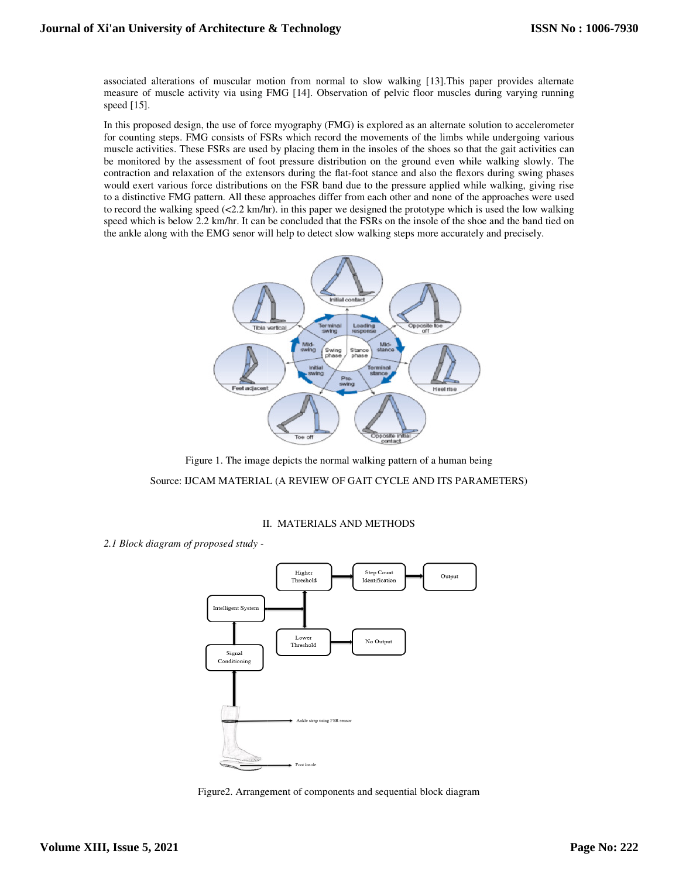associated alterations of muscular motion from normal to slow walking [13].This paper provides alternate measure of muscle activity via using FMG [14]. Observation of pelvic floor muscles during varying running speed [15].

In this proposed design, the use of force myography (FMG) is explored as an alternate solution to accelerometer for counting steps. FMG consists of FSRs which record the movements of the limbs while undergoing various muscle activities. These FSRs are used by placing them in the insoles of the shoes so that the gait activities can be monitored by the assessment of foot pressure distribution on the ground even while walking slowly. The contraction and relaxation of the extensors during the flat-foot stance and also the flexors during swing phases would exert various force distributions on the FSR band due to the pressure applied while walking, giving rise to a distinctive FMG pattern. All these approaches differ from each other and none of the approaches were used to record the walking speed (<2.2 km/hr). in this paper we designed the prototype which is used the low walking speed which is below 2.2 km/hr. It can be concluded that the FSRs on the insole of the shoe and the band tied on the ankle along with the EMG senor will help to detect slow walking steps more accurately and precisely.

Figure 1. The image depicts the normal walking pattern of a human being

Source: IJCAM MATERIAL (A REVIEW OF GAIT CYCLE AND ITS PARAMETERS)

## II. MATERIALS AND METHODS

*2.1 Block diagram of proposed study -*

Figure2. Arrangement of components and sequential block diagram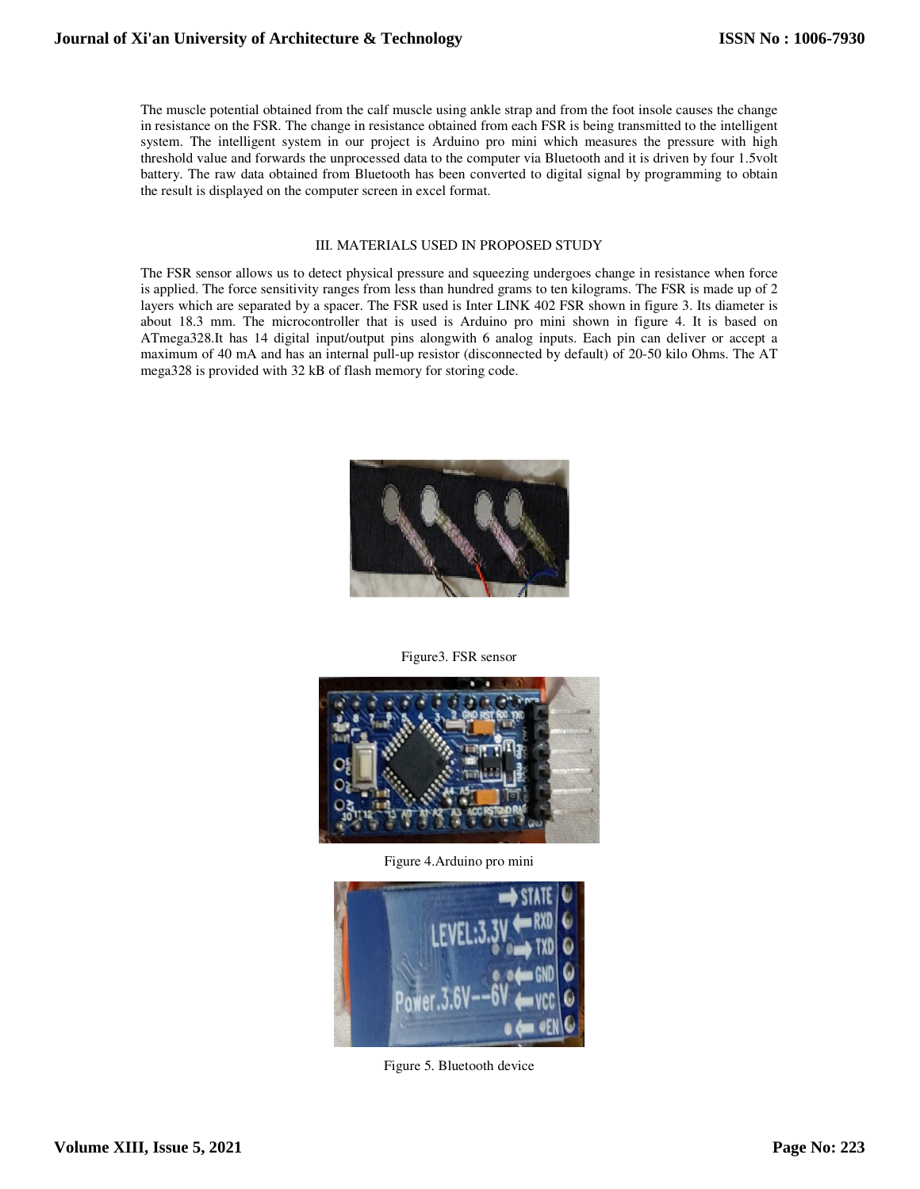The muscle potential obtained from the calf muscle using ankle strap and from the foot insole causes the change in resistance on the FSR. The change in resistance obtained from each FSR is being transmitted to the intelligent system. The intelligent system in our project is Arduino pro mini which measures the pressure with high threshold value and forwards the unprocessed data to the computer via Bluetooth and it is driven by four 1.5volt battery. The raw data obtained from Bluetooth has been converted to digital signal by programming to obtain the result is displayed on the computer screen in excel format.

## III. MATERIALS USED IN PROPOSED STUDY

The FSR sensor allows us to detect physical pressure and squeezing undergoes change in resistance when force is applied. The force sensitivity ranges from less than hundred grams to ten kilograms. The FSR is made up of 2 layers which are separated by a spacer. The FSR used is Inter LINK 402 FSR shown in figure 3. Its diameter is about 18.3 mm. The microcontroller that is used is Arduino pro mini shown in figure 4. It is based on ATmega328.It has 14 digital input/output pins alongwith 6 analog inputs. Each pin can deliver or accept a maximum of 40 mA and has an internal pull-up resistor (disconnected by default) of 20-50 kilo Ohms. The AT mega328 is provided with 32 kB of flash memory for storing code.

Figure3. FSR sensor

Figure 4.Arduino pro mini

Figure 5. Bluetooth device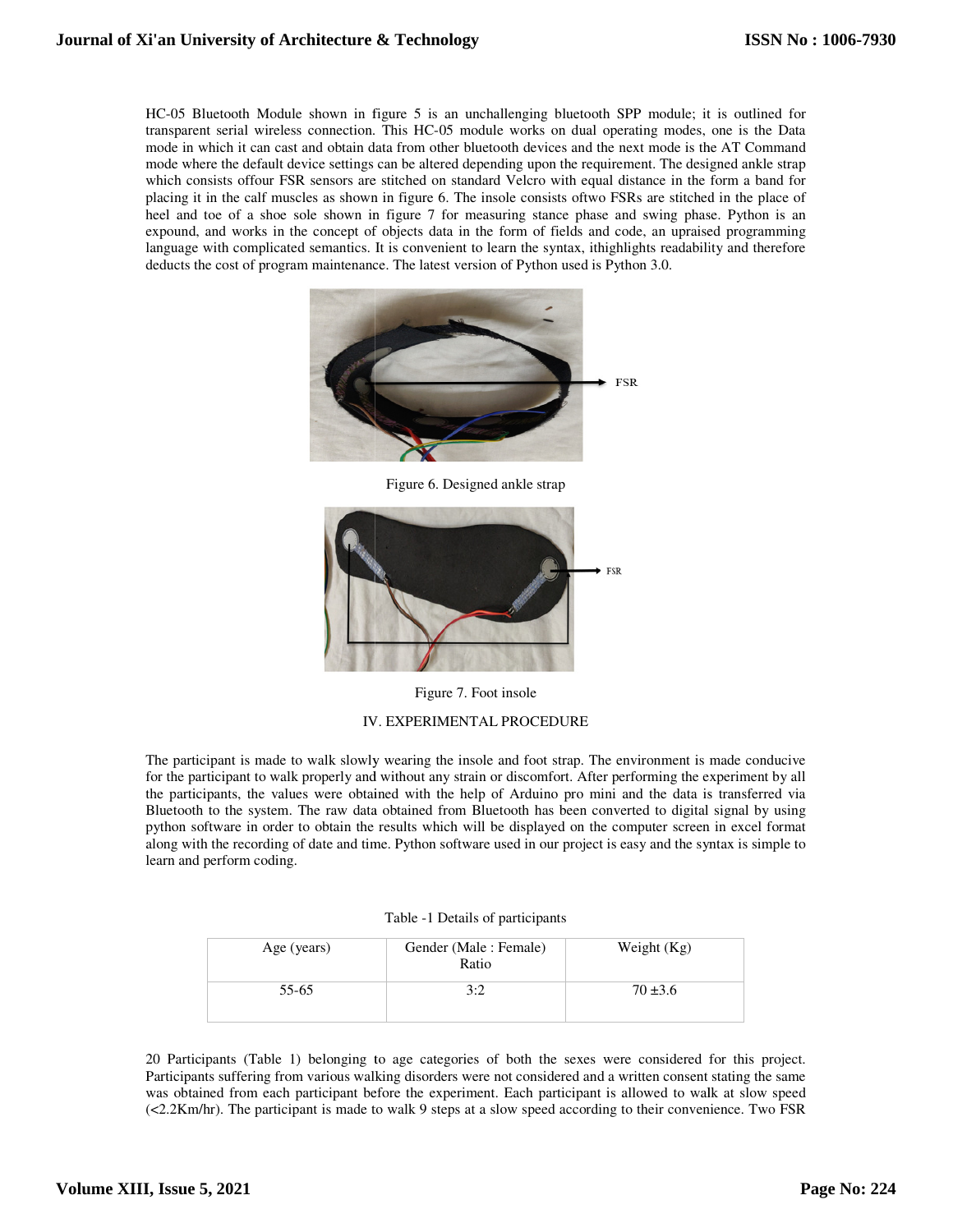HC-05 Bluetooth Module shown in figure 5 is an unchallenging bluetooth SPP module; it is outlined for transparent serial wireless connection. This HC-05 module works on dual operating modes, one is the Data mode in which it can cast and obtain data from other bluetooth devices and the next mode is the AT Command mode where the default device settings can be altered depending upon the requirement. The designed ankle strap which consists offour FSR sensors are stitched on standard Velcro with equal distance in the form a band for placing it in the calf muscles as shown in figure 6. The insole consists oftwo FSRs are stitched in the place of heel and toe of a shoe sole shown in figure 7 for measuring stance phase and swing phase. Python is an expound, and works in the concept of objects data in the form of fields and code, an upraised programming language with complicated semantics. It is convenient to learn the syntax, ithighlights readability and therefore deducts the cost of program maintenance. The latest version of Python used is Python 3.0.

FSR

Figure 6. Designed ankle strap

FSR

Figure 7. Foot insole

## IV. EXPERIMENTAL PROCEDURE

The participant is made to walk slowly wearing the insole and foot strap. The environment is made conducive for the participant to walk properly and without any strain or discomfort. After performing the experiment by all the participants, the values were obtained with the help of Arduino pro mini and the data is transferred via Bluetooth to the system. The raw data obtained from Bluetooth has been converted to digital signal by using python software in order to obtain the results which will be displayed on the computer screen in excel format along with the recording of date and time. Python software used in our project is easy and the syntax is simple to learn and perform coding.

Table -1 Details of participants

| Age (years) | Gender (Male : Female) Ratio | Weight (Kg) |
|---|---|---|
| 55-65 | 3:2 | 70 ±3.6 |

20 Participants (Table 1) belonging to age categories of both the sexes were considered for this project. Participants suffering from various walking disorders were not considered and a written consent stating the same was obtained from each participant before the experiment. Each participant is allowed to walk at slow speed (<2.2Km/hr). The participant is made to walk 9 steps at a slow speed according to their convenience. Two FSR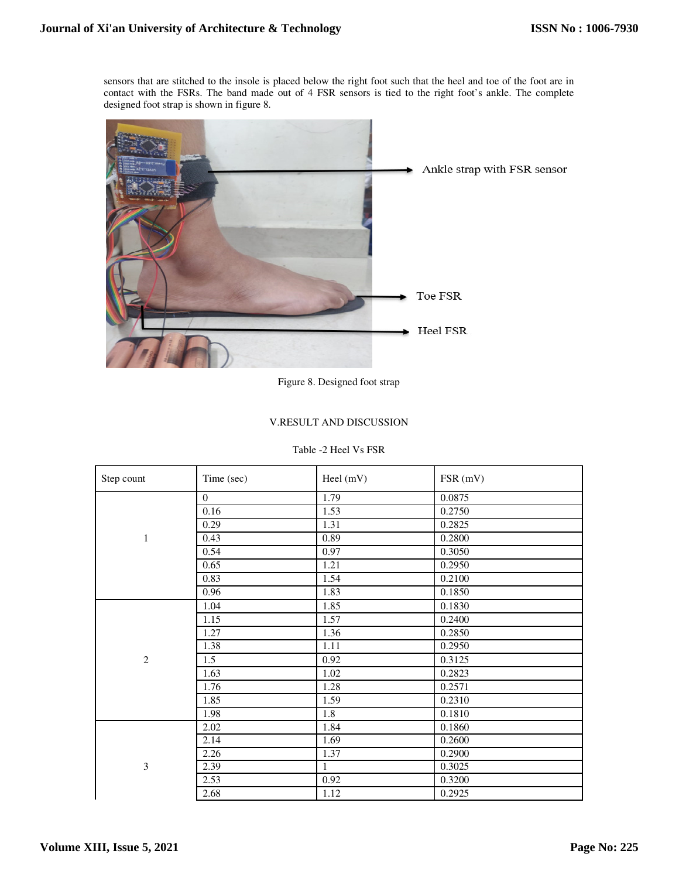sensors that are stitched to the insole is placed below the right foot such that the heel and toe of the foot are in contact with the FSRs. The band made out of 4 FSR sensors is tied to the right foot's ankle. The complete designed foot strap is shown in figure 8.

Figure 8. Designed foot strap

## V.RESULT AND DISCUSSION

Table -2 Heel Vs FSR

| Step count | Time (sec) | Heel (mV) | FSR (mV) |
|---|---|---|---|
| 1 | 0 | 1.79 | 0.0875 |
| | 0.16 | 1.53 | 0.2750 |
| | 0.29 | 1.31 | 0.2825 |
| | 0.43 | 0.89 | 0.2800 |
| | 0.54 | 0.97 | 0.3050 |
| | 0.65 | 1.21 | 0.2950 |
| | 0.83 | 1.54 | 0.2100 |
| | 0.96 | 1.83 | 0.1850 |
| 2 | 1.04 | 1.85 | 0.1830 |
| | 1.15 | 1.57 | 0.2400 |
| | 1.27 | 1.36 | 0.2850 |
| | 1.38 | 1.11 | 0.2950 |
| | 1.5 | 0.92 | 0.3125 |
| | 1.63 | 1.02 | 0.2823 |
| | 1.76 | 1.28 | 0.2571 |
| | 1.85 | 1.59 | 0.2310 |
| | 1.98 | 1.8 | 0.1810 |
| 3 | 2.02 | 1.84 | 0.1860 |
| | 2.14 | 1.69 | 0.2600 |
| | 2.26 | 1.37 | 0.2900 |
| | 2.39 | 1 | 0.3025 |
| | 2.53 | 0.92 | 0.3200 |
| | 2.68 | 1.12 | 0.2925 |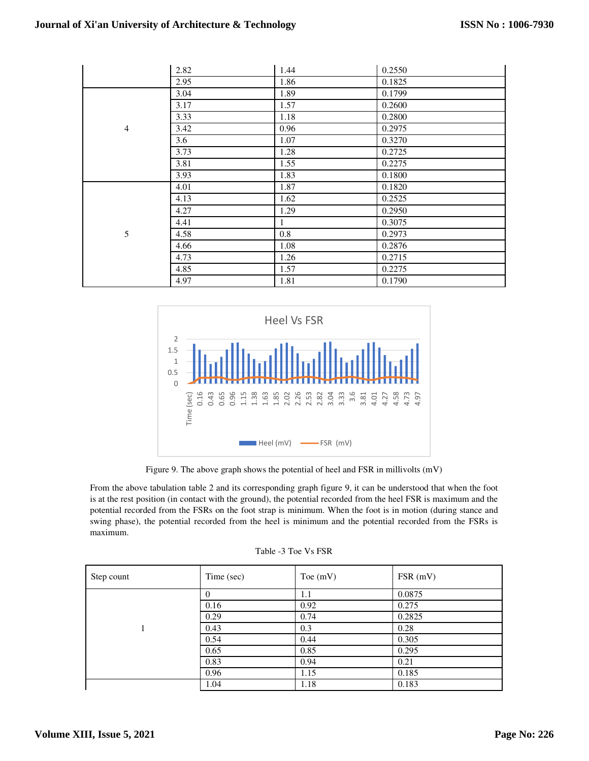| | 2.82 | 1.44 | 0.2550 |
|---|---|---|---|
| | 2.95 | 1.86 | 0.1825 |
| 4 | 3.04 | 1.89 | 0.1799 |
| | 3.17 | 1.57 | 0.2600 |
| | 3.33 | 1.18 | 0.2800 |
| | 3.42 | 0.96 | 0.2975 |
| | 3.6 | 1.07 | 0.3270 |
| | 3.73 | 1.28 | 0.2725 |
| | 3.81 | 1.55 | 0.2275 |
| | 3.93 | 1.83 | 0.1800 |
| 5 | 4.01 | 1.87 | 0.1820 |
| | 4.13 | 1.62 | 0.2525 |
| | 4.27 | 1.29 | 0.2950 |
| | 4.41 | 1 | 0.3075 |
| | 4.58 | 0.8 | 0.2973 |
| | 4.66 | 1.08 | 0.2876 |
| | 4.73 | 1.26 | 0.2715 |
| | 4.85 | 1.57 | 0.2275 |
| | 4.97 | 1.81 | 0.1790 |

Figure 9. The above graph shows the potential of heel and FSR in millivolts (mV)

From the above tabulation table 2 and its corresponding graph figure 9, it can be understood that when the foot is at the rest position (in contact with the ground), the potential recorded from the heel FSR is maximum and the potential recorded from the FSRs on the foot strap is minimum. When the foot is in motion (during stance and swing phase), the potential recorded from the heel is minimum and the potential recorded from the FSRs is maximum.

Table -3 Toe Vs FSR

| Step count | Time (sec) | Toe (mV) | FSR (mV) |
|---|---|---|---|
| 1 | 0 | 1.1 | 0.0875 |
| | 0.16 | 0.92 | 0.275 |
| | 0.29 | 0.74 | 0.2825 |
| | 0.43 | 0.3 | 0.28 |
| | 0.54 | 0.44 | 0.305 |
| | 0.65 | 0.85 | 0.295 |
| | 0.83 | 0.94 | 0.21 |
| | 0.96 | 1.15 | 0.185 |
| | 1.04 | 1.18 | 0.183 |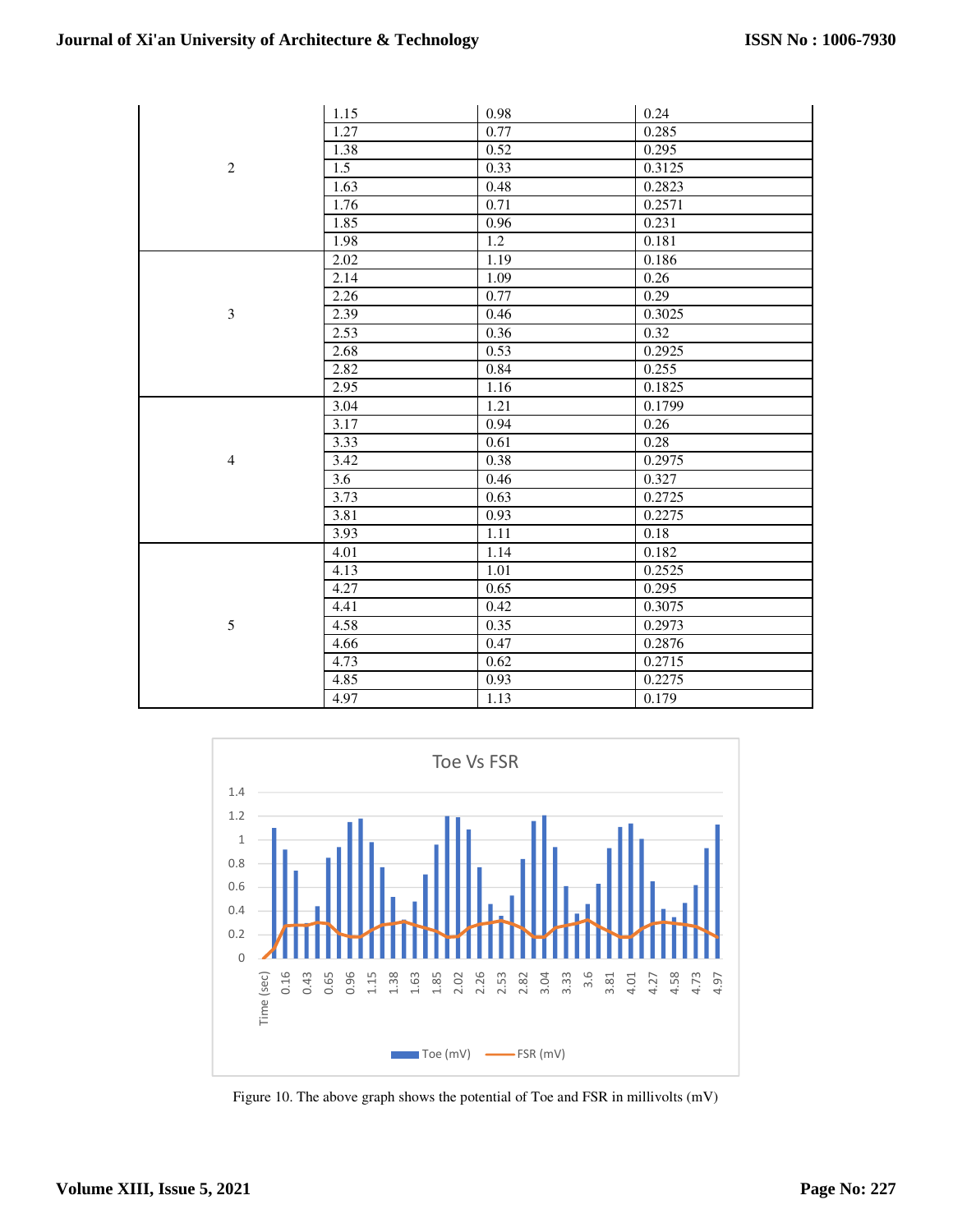| | | | |
|---|---|---|---|
| 2 | 1.15 | 0.98 | 0.24 |
| | 1.27 | 0.77 | 0.285 |
| | 1.38 | 0.52 | 0.295 |
| | 1.5 | 0.33 | 0.3125 |
| | 1.63 | 0.48 | 0.2823 |
| | 1.76 | 0.71 | 0.2571 |
| | 1.85 | 0.96 | 0.231 |
| | 1.98 | 1.2 | 0.181 |
| 3 | 2.02 | 1.19 | 0.186 |
| | 2.14 | 1.09 | 0.26 |
| | 2.26 | 0.77 | 0.29 |
| | 2.39 | 0.46 | 0.3025 |
| | 2.53 | 0.36 | 0.32 |
| | 2.68 | 0.53 | 0.2925 |
| | 2.82 | 0.84 | 0.255 |
| | 2.95 | 1.16 | 0.1825 |
| 4 | 3.04 | 1.21 | 0.1799 |
| | 3.17 | 0.94 | 0.26 |
| | 3.33 | 0.61 | 0.28 |
| | 3.42 | 0.38 | 0.2975 |
| | 3.6 | 0.46 | 0.327 |
| | 3.73 | 0.63 | 0.2725 |
| | 3.81 | 0.93 | 0.2275 |
| | 3.93 | 1.11 | 0.18 |
| 5 | 4.01 | 1.14 | 0.182 |
| | 4.13 | 1.01 | 0.2525 |
| | 4.27 | 0.65 | 0.295 |
| | 4.41 | 0.42 | 0.3075 |
| | 4.58 | 0.35 | 0.2973 |
| | 4.66 | 0.47 | 0.2876 |
| | 4.73 | 0.62 | 0.2715 |
| | 4.85 | 0.93 | 0.2275 |
| | 4.97 | 1.13 | 0.179 |

Figure 10. The above graph shows the potential of Toe and FSR in millivolts (mV)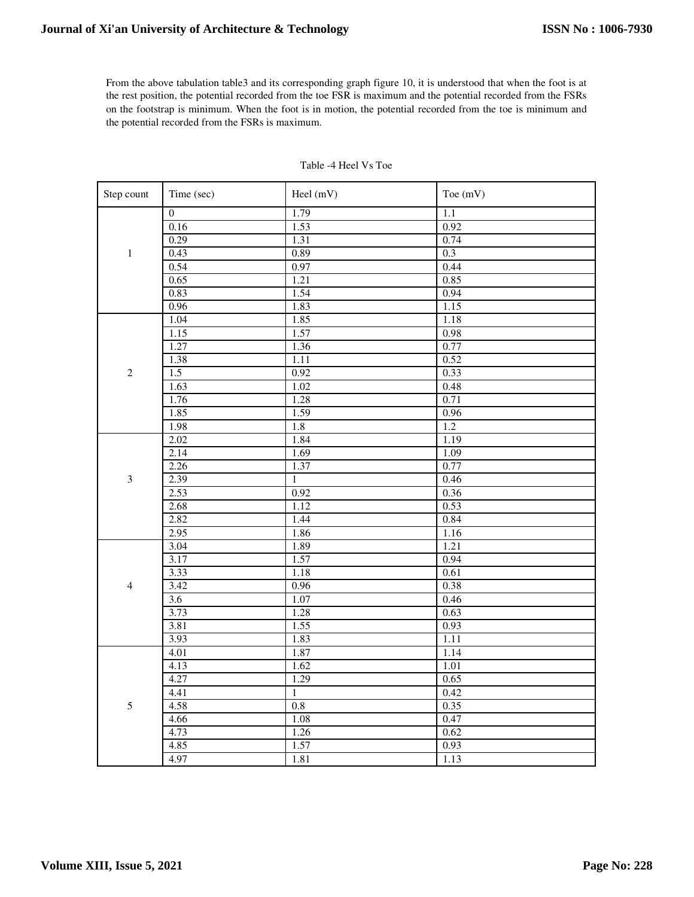From the above tabulation table3 and its corresponding graph figure 10, it is understood that when the foot is at the rest position, the potential recorded from the toe FSR is maximum and the potential recorded from the FSRs on the footstrap is minimum. When the foot is in motion, the potential recorded from the toe is minimum and the potential recorded from the FSRs is maximum.

Table -4 Heel Vs Toe

| Step count | Time (sec) | Heel (mV) | Toe (mV) |
|---|---|---|---|
| 1 | 0 | 1.79 | 1.1 |
| | 0.16 | 1.53 | 0.92 |
| | 0.29 | 1.31 | 0.74 |
| | 0.43 | 0.89 | 0.3 |
| | 0.54 | 0.97 | 0.44 |
| | 0.65 | 1.21 | 0.85 |
| | 0.83 | 1.54 | 0.94 |
| | 0.96 | 1.83 | 1.15 |
| 2 | 1.04 | 1.85 | 1.18 |
| | 1.15 | 1.57 | 0.98 |
| | 1.27 | 1.36 | 0.77 |
| | 1.38 | 1.11 | 0.52 |
| | 1.5 | 0.92 | 0.33 |
| | 1.63 | 1.02 | 0.48 |
| | 1.76 | 1.28 | 0.71 |
| | 1.85 | 1.59 | 0.96 |
| | 1.98 | 1.8 | 1.2 |
| 3 | 2.02 | 1.84 | 1.19 |
| | 2.14 | 1.69 | 1.09 |
| | 2.26 | 1.37 | 0.77 |
| | 2.39 | 1 | 0.46 |
| | 2.53 | 0.92 | 0.36 |
| | 2.68 | 1.12 | 0.53 |
| | 2.82 | 1.44 | 0.84 |
| | 2.95 | 1.86 | 1.16 |
| 4 | 3.04 | 1.89 | 1.21 |
| | 3.17 | 1.57 | 0.94 |
| | 3.33 | 1.18 | 0.61 |
| | 3.42 | 0.96 | 0.38 |
| | 3.6 | 1.07 | 0.46 |
| | 3.73 | 1.28 | 0.63 |
| | 3.81 | 1.55 | 0.93 |
| | 3.93 | 1.83 | 1.11 |
| 5 | 4.01 | 1.87 | 1.14 |
| | 4.13 | 1.62 | 1.01 |
| | 4.27 | 1.29 | 0.65 |
| | 4.41 | 1 | 0.42 |
| | 4.58 | 0.8 | 0.35 |
| | 4.66 | 1.08 | 0.47 |
| | 4.73 | 1.26 | 0.62 |
| | 4.85 | 1.57 | 0.93 |
| | 4.97 | 1.81 | 1.13 |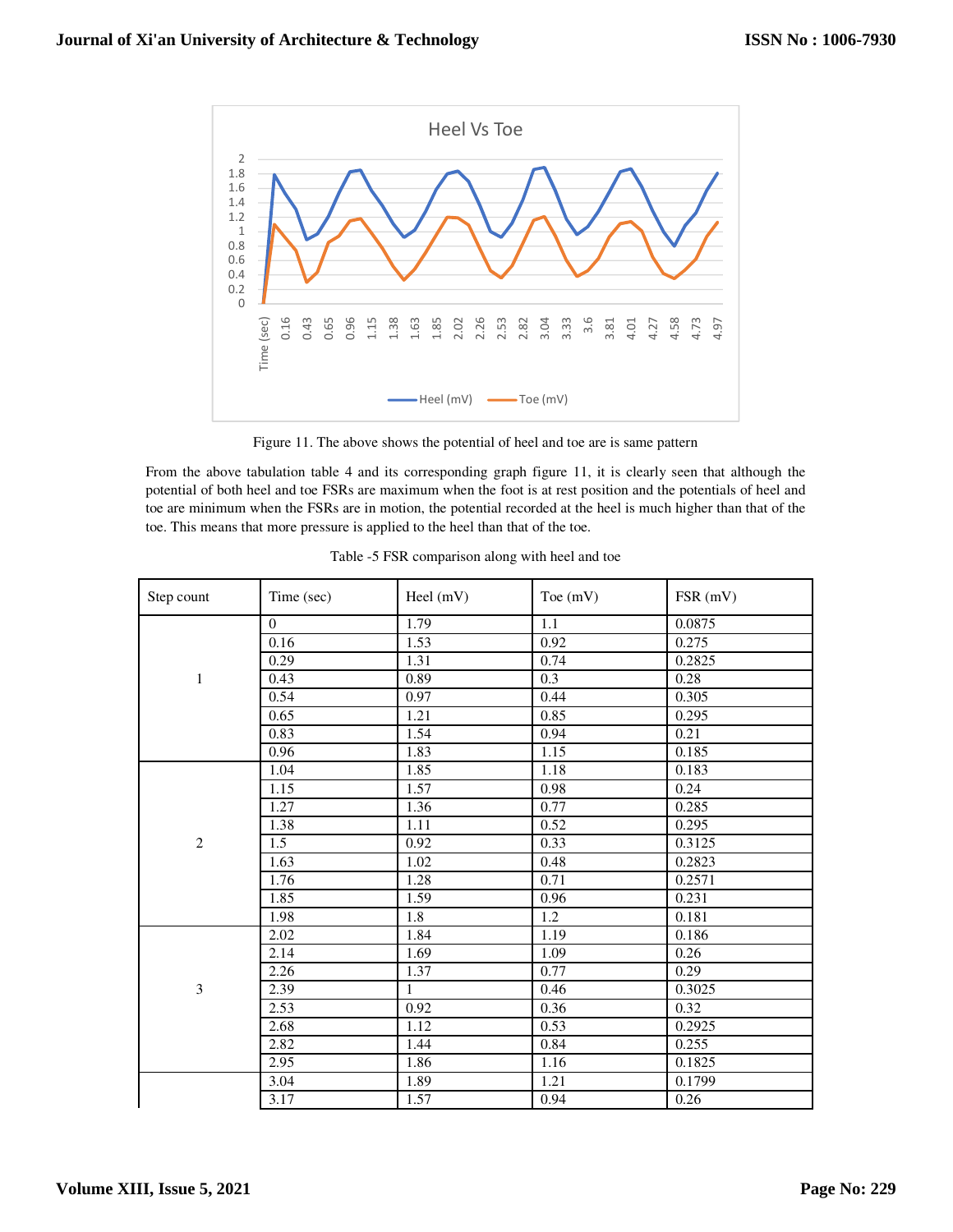Figure 11. The above shows the potential of heel and toe are is same pattern

From the above tabulation table 4 and its corresponding graph figure 11, it is clearly seen that although the potential of both heel and toe FSRs are maximum when the foot is at rest position and the potentials of heel and toe are minimum when the FSRs are in motion, the potential recorded at the heel is much higher than that of the toe. This means that more pressure is applied to the heel than that of the toe.

Table -5 FSR comparison along with heel and toe

| Step count | Time (sec) | Heel (mV) | Toe (mV) | FSR (mV) |
|---|---|---|---|---|
| 1 | 0 | 1.79 | 1.1 | 0.0875 |
| | 0.16 | 1.53 | 0.92 | 0.275 |
| | 0.29 | 1.31 | 0.74 | 0.2825 |
| | 0.43 | 0.89 | 0.3 | 0.28 |
| | 0.54 | 0.97 | 0.44 | 0.305 |
| | 0.65 | 1.21 | 0.85 | 0.295 |
| | 0.83 | 1.54 | 0.94 | 0.21 |
| | 0.96 | 1.83 | 1.15 | 0.185 |
| 2 | 1.04 | 1.85 | 1.18 | 0.183 |
| | 1.15 | 1.57 | 0.98 | 0.24 |
| | 1.27 | 1.36 | 0.77 | 0.285 |
| | 1.38 | 1.11 | 0.52 | 0.295 |
| | 1.5 | 0.92 | 0.33 | 0.3125 |
| | 1.63 | 1.02 | 0.48 | 0.2823 |
| | 1.76 | 1.28 | 0.71 | 0.2571 |
| | 1.85 | 1.59 | 0.96 | 0.231 |
| | 1.98 | 1.8 | 1.2 | 0.181 |
| 3 | 2.02 | 1.84 | 1.19 | 0.186 |
| | 2.14 | 1.69 | 1.09 | 0.26 |
| | 2.26 | 1.37 | 0.77 | 0.29 |
| | 2.39 | 1 | 0.46 | 0.3025 |
| | 2.53 | 0.92 | 0.36 | 0.32 |
| | 2.68 | 1.12 | 0.53 | 0.2925 |
| | 2.82 | 1.44 | 0.84 | 0.255 |
| | 2.95 | 1.86 | 1.16 | 0.1825 |
| | 3.04 | 1.89 | 1.21 | 0.1799 |
| | 3.17 | 1.57 | 0.94 | 0.26 |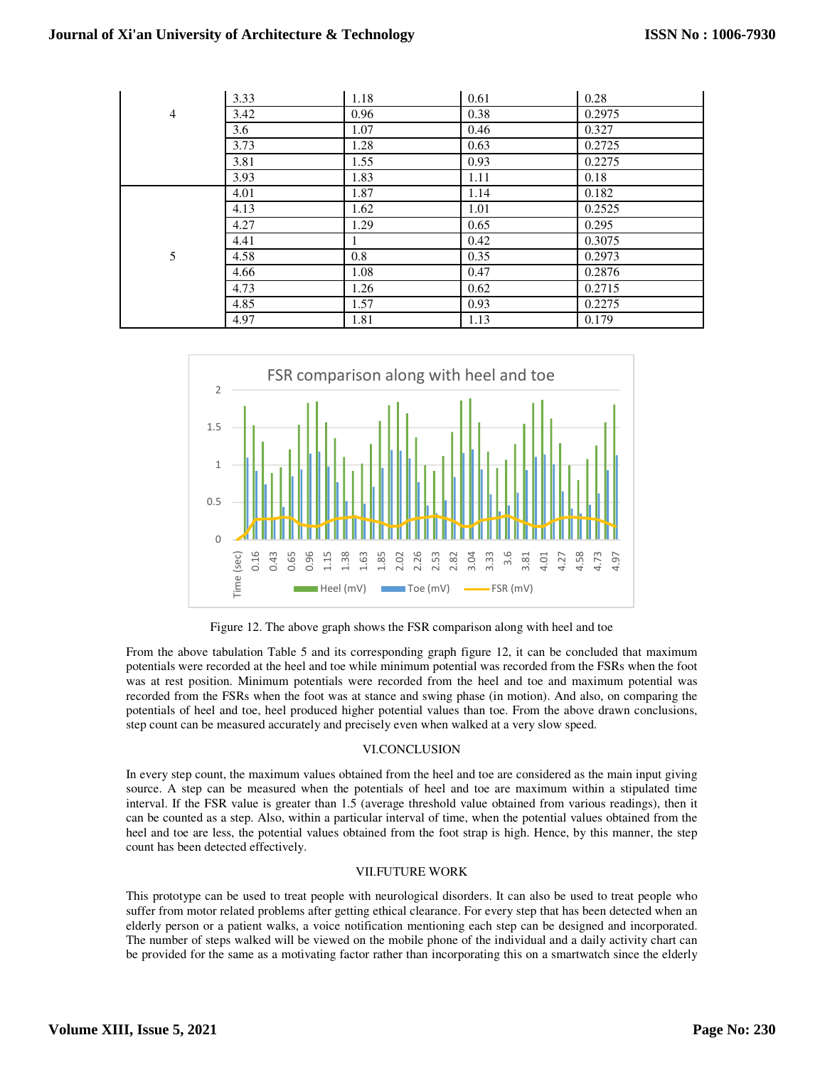| | | | | |
|---|---|---|---|---|
| 4 | 3.33 | 1.18 | 0.61 | 0.28 |
| | 3.42 | 0.96 | 0.38 | 0.2975 |
| | 3.6 | 1.07 | 0.46 | 0.327 |
| | 3.73 | 1.28 | 0.63 | 0.2725 |
| | 3.81 | 1.55 | 0.93 | 0.2275 |
| | 3.93 | 1.83 | 1.11 | 0.18 |
| 5 | 4.01 | 1.87 | 1.14 | 0.182 |
| | 4.13 | 1.62 | 1.01 | 0.2525 |
| | 4.27 | 1.29 | 0.65 | 0.295 |
| | 4.41 | 1 | 0.42 | 0.3075 |
| | 4.58 | 0.8 | 0.35 | 0.2973 |
| | 4.66 | 1.08 | 0.47 | 0.2876 |
| | 4.73 | 1.26 | 0.62 | 0.2715 |
| | 4.85 | 1.57 | 0.93 | 0.2275 |
| | 4.97 | 1.81 | 1.13 | 0.179 |

Figure 12. The above graph shows the FSR comparison along with heel and toe

From the above tabulation Table 5 and its corresponding graph figure 12, it can be concluded that maximum potentials were recorded at the heel and toe while minimum potential was recorded from the FSRs when the foot was at rest position. Minimum potentials were recorded from the heel and toe and maximum potential was recorded from the FSRs when the foot was at stance and swing phase (in motion). And also, on comparing the potentials of heel and toe, heel produced higher potential values than toe. From the above drawn conclusions, step count can be measured accurately and precisely even when walked at a very slow speed.

## VI.CONCLUSION

In every step count, the maximum values obtained from the heel and toe are considered as the main input giving source. A step can be measured when the potentials of heel and toe are maximum within a stipulated time interval. If the FSR value is greater than 1.5 (average threshold value obtained from various readings), then it can be counted as a step. Also, within a particular interval of time, when the potential values obtained from the heel and toe are less, the potential values obtained from the foot strap is high. Hence, by this manner, the step count has been detected effectively.

## VII.FUTURE WORK

This prototype can be used to treat people with neurological disorders. It can also be used to treat people who suffer from motor related problems after getting ethical clearance. For every step that has been detected when an elderly person or a patient walks, a voice notification mentioning each step can be designed and incorporated. The number of steps walked will be viewed on the mobile phone of the individual and a daily activity chart can be provided for the same as a motivating factor rather than incorporating this on a smartwatch since the elderly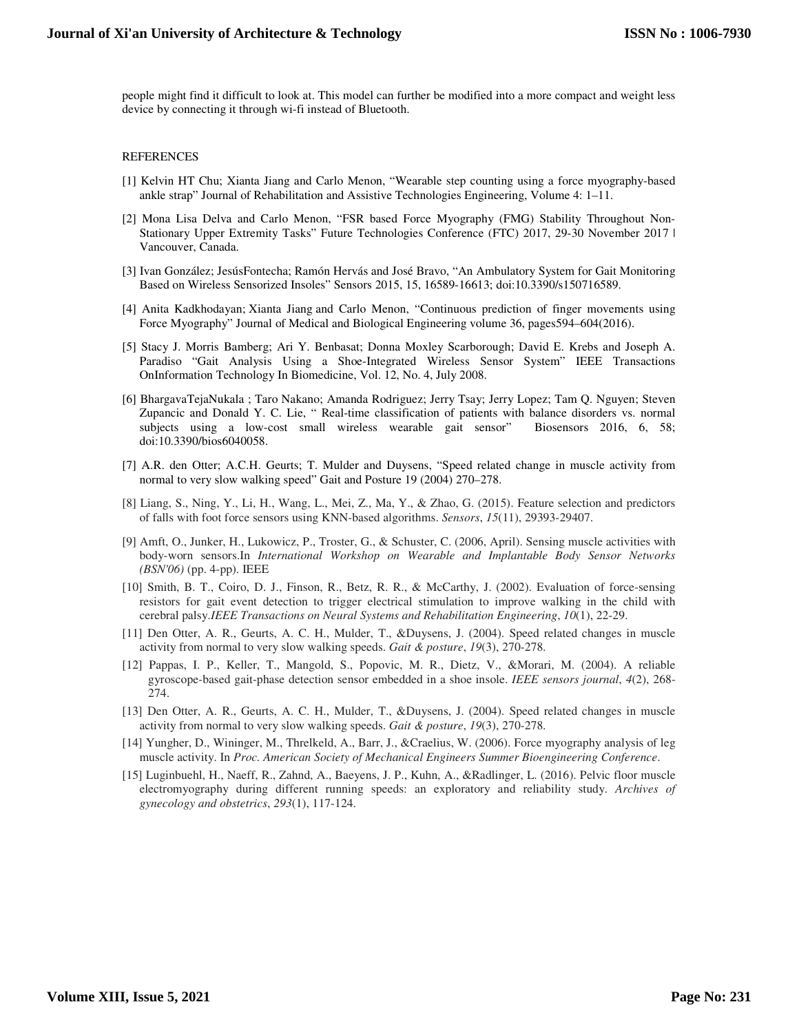people might find it difficult to look at. This model can further be modified into a more compact and weight less device by connecting it through wi-fi instead of Bluetooth.

REFERENCES

[1] Kelvin HT Chu; Xianta Jiang and Carlo Menon, "Wearable step counting using a force myography-based ankle strap" Journal of Rehabilitation and Assistive Technologies Engineering, Volume 4: 1–11.

[2] Mona Lisa Delva and Carlo Menon, "FSR based Force Myography (FMG) Stability Throughout Non-Stationary Upper Extremity Tasks" Future Technologies Conference (FTC) 2017, 29-30 November 2017 | Vancouver, Canada.

[3] Ivan González; JesúsFontecha; Ramón Hervás and José Bravo, "An Ambulatory System for Gait Monitoring Based on Wireless Sensorized Insoles" Sensors 2015, 15, 16589-16613; doi:10.3390/s150716589.

[4] Anita Kadkhodayan; Xianta Jiang and Carlo Menon, "Continuous prediction of finger movements using Force Myography" Journal of Medical and Biological Engineering volume 36, pages594–604(2016).

[5] Stacy J. Morris Bamberg; Ari Y. Benbasat; Donna Moxley Scarborough; David E. Krebs and Joseph A. Paradiso "Gait Analysis Using a Shoe-Integrated Wireless Sensor System" IEEE Transactions OnInformation Technology In Biomedicine, Vol. 12, No. 4, July 2008.

[6] BhargavaTejaNukala ; Taro Nakano; Amanda Rodriguez; Jerry Tsay; Jerry Lopez; Tam Q. Nguyen; Steven Zupancic and Donald Y. C. Lie, " Real-time classification of patients with balance disorders vs. normal subjects using a low-cost small wireless wearable gait sensor" Biosensors 2016, 6, 58; doi:10.3390/bios6040058.

[7] A.R. den Otter; A.C.H. Geurts; T. Mulder and Duysens, "Speed related change in muscle activity from normal to very slow walking speed" Gait and Posture 19 (2004) 270–278.

[8] Liang, S., Ning, Y., Li, H., Wang, L., Mei, Z., Ma, Y., & Zhao, G. (2015). Feature selection and predictors of falls with foot force sensors using KNN-based algorithms. *Sensors*, *15*(11), 29393-29407.

[9] Amft, O., Junker, H., Lukowicz, P., Troster, G., & Schuster, C. (2006, April). Sensing muscle activities with body-worn sensors.In *International Workshop on Wearable and Implantable Body Sensor Networks (BSN'06)* (pp. 4-pp). IEEE

[10] Smith, B. T., Coiro, D. J., Finson, R., Betz, R. R., & McCarthy, J. (2002). Evaluation of force-sensing resistors for gait event detection to trigger electrical stimulation to improve walking in the child with cerebral palsy.*IEEE Transactions on Neural Systems and Rehabilitation Engineering*, *10*(1), 22-29.

[11] Den Otter, A. R., Geurts, A. C. H., Mulder, T., &Duysens, J. (2004). Speed related changes in muscle activity from normal to very slow walking speeds. *Gait & posture*, *19*(3), 270-278.

[12] Pappas, I. P., Keller, T., Mangold, S., Popovic, M. R., Dietz, V., &Morari, M. (2004). A reliable gyroscope-based gait-phase detection sensor embedded in a shoe insole. *IEEE sensors journal*, *4*(2), 268-274.

[13] Den Otter, A. R., Geurts, A. C. H., Mulder, T., &Duysens, J. (2004). Speed related changes in muscle activity from normal to very slow walking speeds. *Gait & posture*, *19*(3), 270-278.

[14] Yungher, D., Wininger, M., Threlkeld, A., Barr, J., &Craelius, W. (2006). Force myography analysis of leg muscle activity. In *Proc. American Society of Mechanical Engineers Summer Bioengineering Conference*.

[15] Luginbuehl, H., Naeff, R., Zahnd, A., Baeyens, J. P., Kuhn, A., &Radlinger, L. (2016). Pelvic floor muscle electromyography during different running speeds: an exploratory and reliability study. *Archives of gynecology and obstetrics*, *293*(1), 117-124.